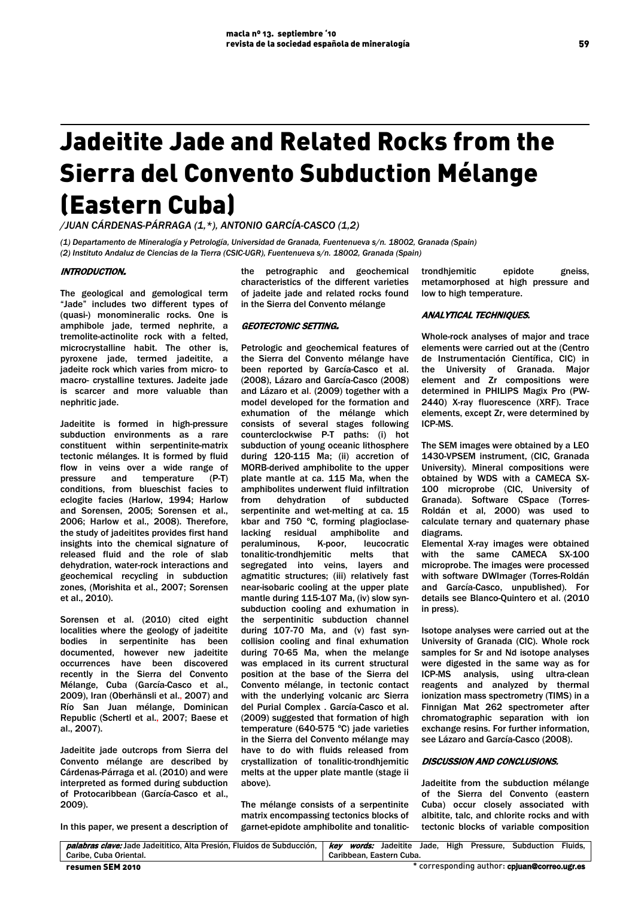# Jadeitite Jade and Related Rocks from the Sierra del Convento Subduction Mélange (Eastern Cuba)

/JUAN CÁRDENAS-PÁRRAGA (1,*), ANTONIO GARCÍA-CASCO (1,2)

(1) Departamento de Mineralogía y Petrología, Universidad de Granada, Fuentenueva s/n. 18002, Granada (Spain)
(2) Instituto Andaluz de Ciencias de la Tierra (CSIC-UGR), Fuentenueva s/n. 18002, Granada (Spain)

## INTRODUCTION.

The geological and gemological term "Jade" includes two different types of (quasi-) monomineralic rocks. One is amphibole jade, termed nephrite, a tremolite-actinolite rock with a felted, microcrystalline habit. The other is, pyroxene jade, termed jadeitite, a jadeite rock which varies from micro- to macro- crystalline textures. Jadeite jade is scarcer and more valuable than nephritic jade.

Jadeitite is formed in high-pressure subduction environments as a rare constituent within serpentinite-matrix tectonic mélanges. It is formed by fluid flow in veins over a wide range of pressure and temperature (P-T) conditions, from blueschist facies to eclogite facies (Harlow, 1994; Harlow and Sorensen, 2005; Sorensen et al., 2006; Harlow et al., 2008). Therefore, the study of jadeitites provides first hand insights into the chemical signature of released fluid and the role of slab dehydration, water-rock interactions and geochemical recycling in subduction zones, (Morishita et al., 2007; Sorensen et al., 2010).

Sorensen et al. (2010) cited eight localities where the geology of jadeitite bodies in serpentinite has been documented, however new jadeitite occurrences have been discovered recently in the Sierra del Convento Mélange, Cuba (García-Casco et al., 2009), Iran (Oberhänsli et al., 2007) and Río San Juan mélange, Dominican Republic (Schertl et al., 2007; Baese et al., 2007).

Jadeitite jade outcrops from Sierra del Convento mélange are described by Cárdenas-Párraga et al. (2010) and were interpreted as formed during subduction of Protocaribbean (García-Casco et al., 2009).

In this paper, we present a description of the petrographic and geochemical characteristics of the different varieties of jadeitite jade and related rocks found in the Sierra del Convento mélange

## GEOTECTONIC SETTING.

Petrologic and geochemical features of the Sierra del Convento mélange have been reported by García-Casco et al. (2008), Lázaro and García-Casco (2008) and Lázaro et al. (2009) together with a model developed for the formation and exhumation of the mélange which consists of several stages following counterclockwise P-T paths: (i) hot subduction of young oceanic lithosphere during 120-115 Ma; (ii) accretion of MORB-derived amphibolite to the upper plate mantle at ca. 115 Ma, when the amphibolites underwent fluid infiltration from dehydration of subducted serpentinite and wet-melting at ca. 15 kbar and 750 °C, forming plagioclase-lacking residual amphibolite and peraluminous, K-poor, leucocratic tonalitic-trondhjemitic melts that segregated into veins, layers and agmatitic structures; (iii) relatively fast near-isobaric cooling at the upper plate mantle during 115-107 Ma, (iv) slow syn-subduction cooling and exhumation in the serpentinitic subduction channel during 107-70 Ma, and (v) fast syn-collision cooling and final exhumation during 70-65 Ma, when the melange was emplaced in its current structural position at the base of the Sierra del Convento mélange, in tectonic contact with the underlying volcanic arc Sierra del Purial Complex . García-Casco et al. (2009) suggested that formation of high temperature (640-575 °C) jade varieties in the Sierra del Convento mélange may have to do with fluids released from crystallization of tonalitic-trondhjemitic melts at the upper plate mantle (stage ii above).

The mélange consists of a serpentinite matrix encompassing tectonics blocks of garnet-epidote amphibolite and tonalitic-trondhjemitic epidote gneiss, metamorphosed at high pressure and low to high temperature.

## ANALYTICAL TECHNIQUES.

Whole-rock analyses of major and trace elements were carried out at the (Centro de Instrumentación Científica, CIC) in the University of Granada. Major element and Zr compositions were determined in PHILIPS Magix Pro (PW-2440) X-ray fluorescence (XRF). Trace elements, except Zr, were determined by ICP-MS.

The SEM images were obtained by a LEO 1430-VPSEM instrument, (CIC, Granada University). Mineral compositions were obtained by WDS with a CAMECA SX-100 microprobe (CIC, University of Granada). Software CSpace (Torres-Roldán et al, 2000) was used to calculate ternary and quaternary phase diagrams.
Elemental X-ray images were obtained with the same CAMECA SX-100 microprobe. The images were processed with software DWImager (Torres-Roldán and García-Casco, unpublished). For details see Blanco-Quintero et al. (2010 in press).

Isotope analyses were carried out at the University of Granada (CIC). Whole rock samples for Sr and Nd isotope analyses were digested in the same way as for ICP-MS analysis, using ultra-clean reagents and analyzed by thermal ionization mass spectrometry (TIMS) in a Finnigan Mat 262 spectrometer after chromatographic separation with ion exchange resins. For further information, see Lázaro and García-Casco (2008).

## DISCUSSION AND CONCLUSIONS.

Jadeitite from the subduction mélange of the Sierra del Convento (eastern Cuba) occur closely associated with albitite, talc, and chlorite rocks and with tectonic blocks of variable composition

*palabras clave:* Jade Jadeitítico, Alta Presión, Fluidos de Subducción, Caribe, Cuba Oriental.

*key words:* Jadeitite Jade, High Pressure, Subduction Fluids, Caribbean, Eastern Cuba.

resumen SEM 2010

\* corresponding author: cpjuan@correo.ugr.es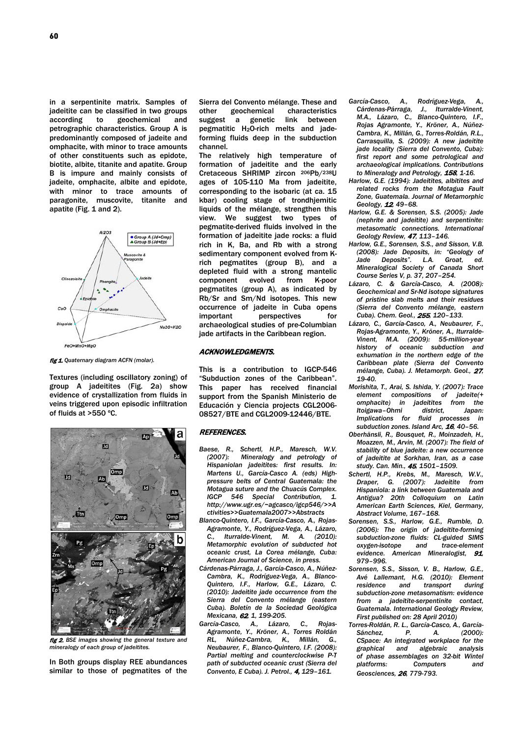in a serpentinite matrix. Samples of jadeitite can be classified in two groups according to geochemical and petrographic characteristics. Group A is predominantly composed of jadeite and omphacite, with minor to trace amounts of other constituents such as epidote, biotite, albite, titanite and apatite. Group B is impure and mainly consists of jadeite, omphacite, albite and epidote, with minor to trace amounts of paragonite, muscovite, titanite and apatite (Fig. 1 and 2).

Al2O3
Group A (Jd+Omp)
Group B (Jd+Ep)
Muscovite & Paragonite
Clinozoisite
Phengite
Jadeite
Epidote
CaO
Omphacite
Diopside
Na2O+K2O
FeO+MnO+MgO

*fig 1. Quaternary diagram ACFN (molar).*

Textures (including oscillatory zoning) of group A jadeitites (Fig. 2a) show evidence of crystallization from fluids in veins triggered upon episodic infiltration of fluids at >550 ºC.

a
Ap
Jd
Jd
Omp
Jd
Ab
Jd
Ab
Ttn
Omp
Omp

b
Pg
Ep
Zrn
Omp
Pg
Ms
Jd
Ep
Ttn

*fig 2. BSE images showing the general texture and mineralogy of each group of jadeitites.*

In Both groups display REE abundances similar to those of pegmatites of the Sierra del Convento mélange. These and other geochemical characteristics suggest a genetic link between pegmatitic $H_2O$-rich melts and jade-forming fluids deep in the subduction channel.

The relatively high temperature of formation of jadeitite and the early Cretaceous SHRIMP zircon $^{206}Pb/^{238}U$ ages of 105-110 Ma from jadeitite, corresponding to the isobaric (at ca. 15 kbar) cooling stage of trondhjemitic liquids of the mélange, strengthen this view. We suggest two types of pegmatite-derived fluids involved in the formation of jadeitite jade rocks: a fluid rich in K, Ba, and Rb with a strong sedimentary component evolved from K-rich pegmatites (group B), and a depleted fluid with a strong mantelic component evolved from K-poor pegmatites (group A), as indicated by Rb/Sr and Sm/Nd isotopes. This new occurrence of jadeite in Cuba opens important perspectives for archaeological studies of pre-Columbian jade artifacts in the Caribbean region.

## ACKNOWLEDGMENTS.

This is a contribution to IGCP-546 "Subduction zones of the Caribbean". This paper has received financial support from the Spanish Ministerio de Educación y Ciencia projects CGL2006-08527/BTE and CGL2009-12446/BTE.

## REFERENCES.

*Baese, R., Schertl, H.P., Maresch, W.V. (2007): Mineralogy and petrology of Hispaniolan jadeitites: first results. In: Martens U., García-Casco A. (eds) High-pressure belts of Central Guatemala: the Motagua suture and the Chuacús Complex. IGCP 546 Special Contribution, 1. http://www.ugr.es/~agcasco/igcp546/>Activities>>Guatemala2007>>Abstracts*

*Blanco-Quintero, I.F., García-Casco, A., Rojas-Agramonte, Y., Rodríguez-Vega, A., Lázaro, C., Iturralde-Vinent, M. A. (2010): Metamorphic evolution of subducted hot oceanic crust, La Corea mélange, Cuba: American Journal of Science, in press.*

*Cárdenas-Párraga, J., García-Casco, A., Núñez-Cambra, K., Rodríguez-Vega, A., Blanco-Quintero, I.F., Harlow, G.E., Lázaro, C. (2010): Jadeitite jade occurrence from the Sierra del Convento mélange (eastern Cuba). Boletín de la Sociedad Geológica Mexicana, **62**, 1, 199-205.*

*García-Casco, A., Lázaro, C., Rojas-Agramonte, Y., Kröner, A., Torres Roldán RL, Núñez-Cambra, K., Millán, G., Neubaurer, F., Blanco-Quintero, I.F. (2008): Partial melting and counterclockwise P-T path of subducted oceanic crust (Sierra del Convento, E Cuba). J. Petrol., **4**, 129–161.*

*García-Casco, A., Rodríguez-Vega, A., Cárdenas-Párraga, J., Iturralde-Vinent, M.A., Lázaro, C., Blanco-Quintero, I.F., Rojas Agramonte, Y., Kröner, A., Núñez-Cambra, K., Millán, G., Torres-Roldán, R.L., Carrasquilla, S. (2009): A new jadeitite jade locality (Sierra del Convento, Cuba): first report and some petrological and archaeological implications. Contributions to Mineralogy and Petrology, **158**, 1-16.*

*Harlow, G.E. (1994): Jadeitites, albitites and related rocks from the Motagua Fault Zone, Guatemala. Journal of Metamorphic Geology, **12**, 49–68.*

*Harlow, G.E. & Sorensen, S.S. (2005): Jade (nephrite and jadeitite) and serpentinite: metasomatic connections. International Geology Review, **47**, 113–146.*

*Harlow, G.E., Sorensen, S.S., and Sisson, V.B. (2008): Jade Deposits, in: "Geology of Jade Deposits". L.A. Groat, ed. Mineralogical Society of Canada Short Course Series V, p. 37, 207–254.*

*Lázaro, C. & García-Casco, A. (2008): Geochemical and Sr-Nd isotope signatures of pristine slab melts and their residues (Sierra del Convento mélange, eastern Cuba). Chem. Geol., **255**, 120–133.*

*Lázaro, C., García-Casco, A., Neubaurer, F., Rojas-Agramonte, Y., Kröner, A., Iturralde-Vinent, M.A. (2009): 55-million-year history of oceanic subduction and exhumation in the northern edge of the Caribbean plate (Sierra del Convento mélange, Cuba). J. Metamorph. Geol., **27**, 19-40.*

*Morishita, T., Arai, S. Ishida, Y. (2007): Trace element compositions of jadeite(+ omphacite) in jadeitites from the Itoigawa–Ohmi district, Japan: Implications for fluid processes in subduction zones. Island Arc, **16**, 40–56.*

*Oberhänsli, R., Bousquet, R., Moinzadeh, H., Moazzen, M., Arvin, M. (2007): The field of stability of blue jadeite: a new occurrence of jadeitite at Sorkhan, Iran, as a case study. Can. Min., **45**, 1501–1509.*

*Schertl, H.P., Krebs, M., Maresch, W.V., Draper, G. (2007): Jadeitite from Hispaniola: a link between Guatemala and Antigua? 20th Colloquium on Latin American Earth Sciences, Kiel, Germany, Abstract Volume, 167–168.*

*Sorensen, S.S., Harlow, G.E., Rumble, D. (2006): The origin of jadeitite-forming subduction-zone fluids: CL-guided SIMS oxygen-isotope and trace-element evidence. American Mineralogist, **91**, 979–996.*

*Sorensen, S.S., Sisson, V. B., Harlow, G.E., Avé Lallemant, H.G. (2010): Element residence and transport during subduction-zone metasomatism: evidence from a jadeitite-serpentinite contact, Guatemala. International Geology Review, First published on: 28 April 2010)*

*Torres-Roldán, R. L., García-Casco, A., García-Sánchez, P. A. (2000): CSpace: An integrated workplace for the graphical and algebraic analysis of phase assemblages on 32-bit Wintel platforms: Computers and Geosciences, **26**, 779-793.*